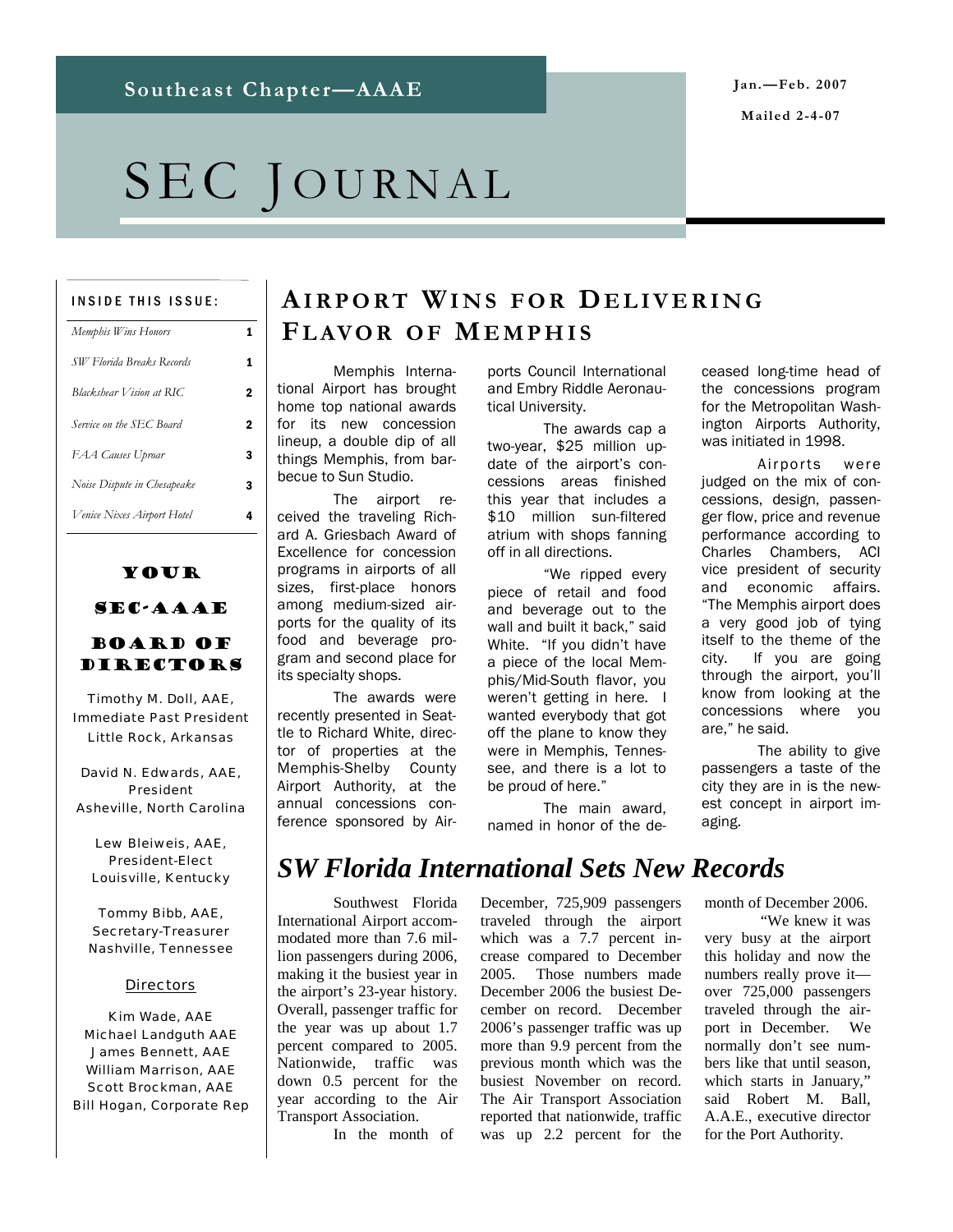**Southeast Chapter—AAAE**

**Jan.—Feb. 2007**

**Mailed 2-4-07**

# SEC JOURNAL

**INSIDE THIS ISSUE:**

| | |
|---|---|
| *Memphis Wins Honors* | 1 |
| *SW Florida Breaks Records* | 1 |
| *Blackshear Vision at RIC* | 2 |
| *Service on the SEC Board* | 2 |
| *FAA Causes Uproar* | 3 |
| *Noise Dispute in Chesapeake* | 3 |
| *Venice Nixes Airport Hotel* | 4 |

### YOUR SEC-AAAE BOARD OF DIRECTORS

Timothy M. Doll, AAE,
Immediate Past President
Little Rock, Arkansas

David N. Edwards, AAE,
President
Asheville, North Carolina

Lew Bleiweis, AAE,
President-Elect
Louisville, Kentucky

Tommy Bibb, AAE,
Secretary-Treasurer
Nashville, Tennessee

Directors

Kim Wade, AAE
Michael Landguth AAE
James Bennett, AAE
William Marrison, AAE
Scott Brockman, AAE
Bill Hogan, Corporate Rep

## AIRPORT WINS FOR DELIVERING FLAVOR OF MEMPHIS

Memphis International Airport has brought home top national awards for its new concession lineup, a double dip of all things Memphis, from barbecue to Sun Studio.

The airport received the traveling Richard A. Griesbach Award of Excellence for concession programs in airports of all sizes, first-place honors among medium-sized airports for the quality of its food and beverage program and second place for its specialty shops.

The awards were recently presented in Seattle to Richard White, director of properties at the Memphis-Shelby County Airport Authority, at the annual concessions conference sponsored by Airports Council International and Embry Riddle Aeronautical University.

The awards cap a two-year, $25 million update of the airport's concessions areas finished this year that includes a $10 million sun-filtered atrium with shops fanning off in all directions.

"We ripped every piece of retail and food and beverage out to the wall and built it back," said White. "If you didn't have a piece of the local Memphis/Mid-South flavor, you weren't getting in here. I wanted everybody that got off the plane to know they were in Memphis, Tennessee, and there is a lot to be proud of here."

The main award, named in honor of the deceased long-time head of the concessions program for the Metropolitan Washington Airports Authority, was initiated in 1998.

Airports were judged on the mix of concessions, design, passenger flow, price and revenue performance according to Charles Chambers, ACI vice president of security and economic affairs. "The Memphis airport does a very good job of tying itself to the theme of the city. If you are going through the airport, you'll know from looking at the concessions where you are," he said.

The ability to give passengers a taste of the city they are in is the newest concept in airport imaging.

## *SW Florida International Sets New Records*

Southwest Florida International Airport accommodated more than 7.6 million passengers during 2006, making it the busiest year in the airport's 23-year history. Overall, passenger traffic for the year was up about 1.7 percent compared to 2005. Nationwide, traffic was down 0.5 percent for the year according to the Air Transport Association.

In the month of December, 725,909 passengers traveled through the airport which was a 7.7 percent increase compared to December 2005. Those numbers made December 2006 the busiest December on record. December 2006's passenger traffic was up more than 9.9 percent from the previous month which was the busiest November on record. The Air Transport Association reported that nationwide, traffic was up 2.2 percent for the month of December 2006.

"We knew it was very busy at the airport this holiday and now the numbers really prove it—over 725,000 passengers traveled through the airport in December. We normally don't see numbers like that until season, which starts in January," said Robert M. Ball, A.A.E., executive director for the Port Authority.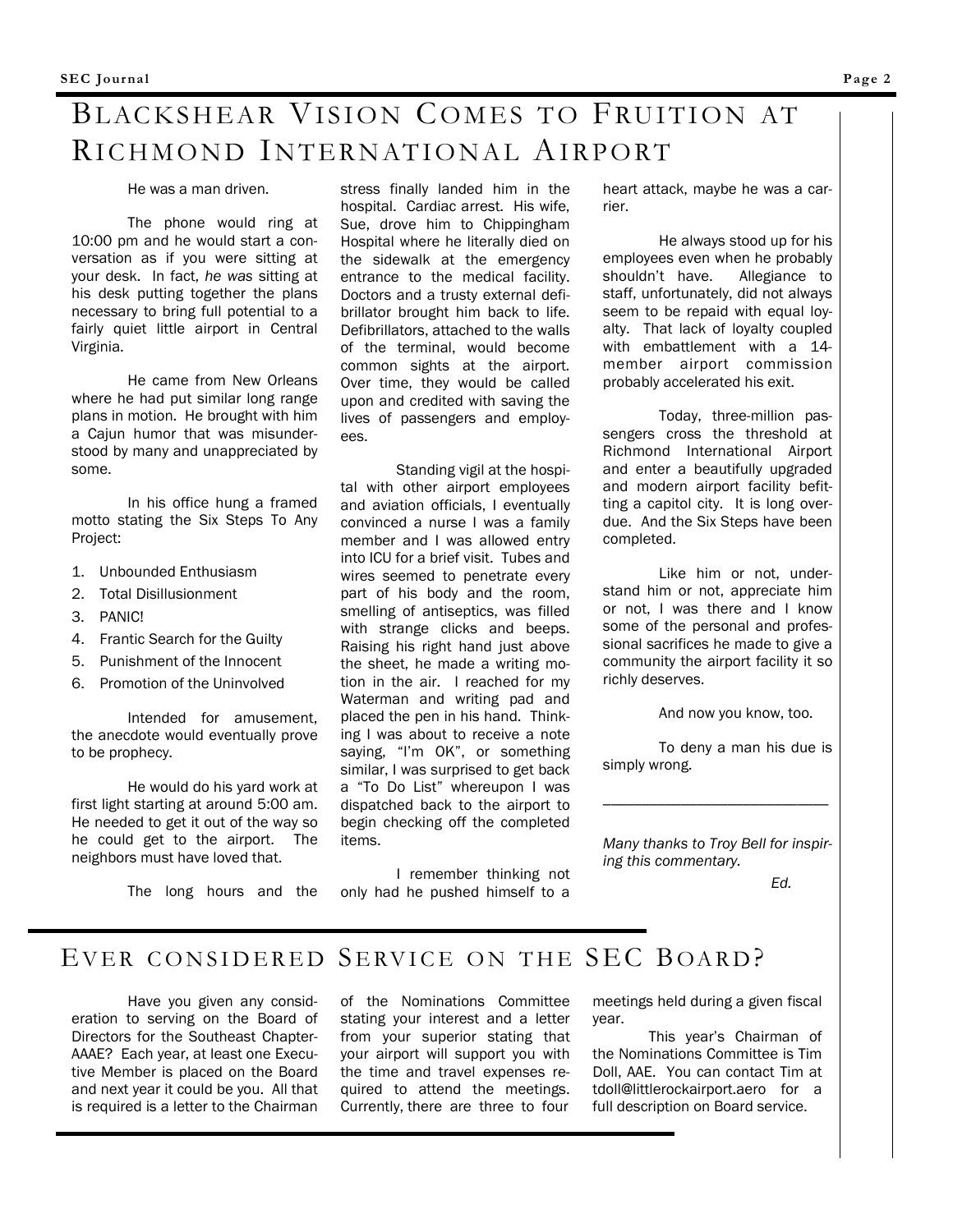## Blackshear Vision Comes to Fruition at Richmond International Airport

He was a man driven.

The phone would ring at 10:00 pm and he would start a conversation as if you were sitting at your desk. In fact, *he was* sitting at his desk putting together the plans necessary to bring full potential to a fairly quiet little airport in Central Virginia.

He came from New Orleans where he had put similar long range plans in motion. He brought with him a Cajun humor that was misunderstood by many and unappreciated by some.

In his office hung a framed motto stating the Six Steps To Any Project:

1. Unbounded Enthusiasm
2. Total Disillusionment
3. PANIC!
4. Frantic Search for the Guilty
5. Punishment of the Innocent
6. Promotion of the Uninvolved

Intended for amusement, the anecdote would eventually prove to be prophecy.

He would do his yard work at first light starting at around 5:00 am. He needed to get it out of the way so he could get to the airport. The neighbors must have loved that.

The long hours and the stress finally landed him in the hospital. Cardiac arrest. His wife, Sue, drove him to Chippingham Hospital where he literally died on the sidewalk at the emergency entrance to the medical facility. Doctors and a trusty external defibrillator brought him back to life. Defibrillators, attached to the walls of the terminal, would become common sights at the airport. Over time, they would be called upon and credited with saving the lives of passengers and employees.

Standing vigil at the hospital with other airport employees and aviation officials, I eventually convinced a nurse I was a family member and I was allowed entry into ICU for a brief visit. Tubes and wires seemed to penetrate every part of his body and the room, smelling of antiseptics, was filled with strange clicks and beeps. Raising his right hand just above the sheet, he made a writing motion in the air. I reached for my Waterman and writing pad and placed the pen in his hand. Thinking I was about to receive a note saying, "I'm OK", or something similar, I was surprised to get back a "To Do List" whereupon I was dispatched back to the airport to begin checking off the completed items.

I remember thinking not only had he pushed himself to a heart attack, maybe he was a carrier.

He always stood up for his employees even when he probably shouldn't have. Allegiance to staff, unfortunately, did not always seem to be repaid with equal loyalty. That lack of loyalty coupled with embattlement with a 14-member airport commission probably accelerated his exit.

Today, three-million passengers cross the threshold at Richmond International Airport and enter a beautifully upgraded and modern airport facility befitting a capitol city. It is long overdue. And the Six Steps have been completed.

Like him or not, understand him or not, appreciate him or not, I was there and I know some of the personal and professional sacrifices he made to give a community the airport facility it so richly deserves.

And now you know, too.

To deny a man his due is simply wrong.

---

*Many thanks to Troy Bell for inspiring this commentary.*

*Ed.*

## Ever Considered Service on the SEC Board?

Have you given any consideration to serving on the Board of Directors for the Southeast Chapter-AAAE? Each year, at least one Executive Member is placed on the Board and next year it could be you. All that is required is a letter to the Chairman of the Nominations Committee stating your interest and a letter from your superior stating that your airport will support you with the time and travel expenses required to attend the meetings. Currently, there are three to four meetings held during a given fiscal year.

This year's Chairman of the Nominations Committee is Tim Doll, AAE. You can contact Tim at tdoll@littlerockairport.aero for a full description on Board service.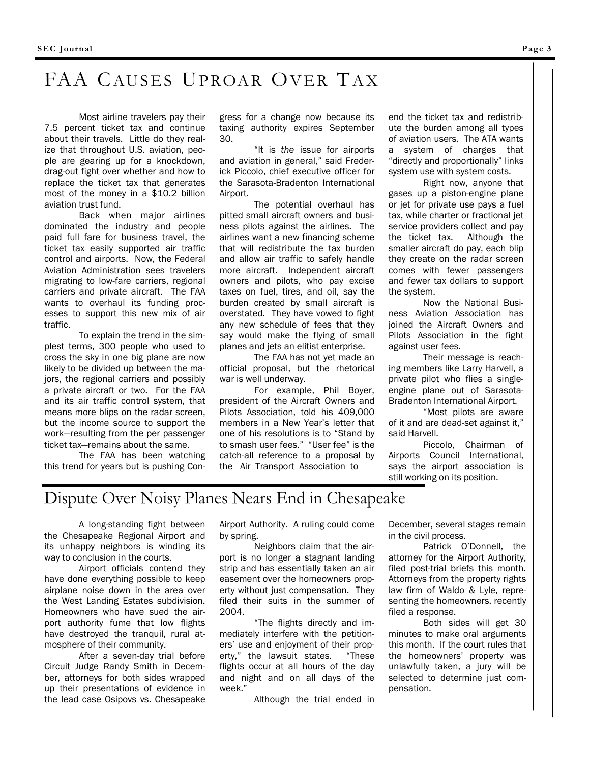# FAA Causes Uproar Over Tax

Most airline travelers pay their 7.5 percent ticket tax and continue about their travels. Little do they realize that throughout U.S. aviation, people are gearing up for a knockdown, drag-out fight over whether and how to replace the ticket tax that generates most of the money in a $10.2 billion aviation trust fund.

Back when major airlines dominated the industry and people paid full fare for business travel, the ticket tax easily supported air traffic control and airports. Now, the Federal Aviation Administration sees travelers migrating to low-fare carriers, regional carriers and private aircraft. The FAA wants to overhaul its funding processes to support this new mix of air traffic.

To explain the trend in the simplest terms, 300 people who used to cross the sky in one big plane are now likely to be divided up between the majors, the regional carriers and possibly a private aircraft or two. For the FAA and its air traffic control system, that means more blips on the radar screen, but the income source to support the work—resulting from the per passenger ticket tax—remains about the same.

The FAA has been watching this trend for years but is pushing Congress for a change now because its taxing authority expires September 30.

"It is *the* issue for airports and aviation in general," said Frederick Piccolo, chief executive officer for the Sarasota-Bradenton International Airport.

The potential overhaul has pitted small aircraft owners and business pilots against the airlines. The airlines want a new financing scheme that will redistribute the tax burden and allow air traffic to safely handle more aircraft. Independent aircraft owners and pilots, who pay excise taxes on fuel, tires, and oil, say the burden created by small aircraft is overstated. They have vowed to fight any new schedule of fees that they say would make the flying of small planes and jets an elitist enterprise.

The FAA has not yet made an official proposal, but the rhetorical war is well underway.

For example, Phil Boyer, president of the Aircraft Owners and Pilots Association, told his 409,000 members in a New Year's letter that one of his resolutions is to "Stand by to smash user fees." "User fee" is the catch-all reference to a proposal by the Air Transport Association to end the ticket tax and redistribute the burden among all types of aviation users. The ATA wants a system of charges that "directly and proportionally" links system use with system costs.

Right now, anyone that gases up a piston-engine plane or jet for private use pays a fuel tax, while charter or fractional jet service providers collect and pay the ticket tax. Although the smaller aircraft do pay, each blip they create on the radar screen comes with fewer passengers and fewer tax dollars to support the system.

Now the National Business Aviation Association has joined the Aircraft Owners and Pilots Association in the fight against user fees.

Their message is reaching members like Larry Harvell, a private pilot who flies a single-engine plane out of Sarasota-Bradenton International Airport.

"Most pilots are aware of it and are dead-set against it," said Harvell.

Piccolo, Chairman of Airports Council International, says the airport association is still working on its position.

# Dispute Over Noisy Planes Nears End in Chesapeake

A long-standing fight between the Chesapeake Regional Airport and its unhappy neighbors is winding its way to conclusion in the courts.

Airport officials contend they have done everything possible to keep airplane noise down in the area over the West Landing Estates subdivision. Homeowners who have sued the airport authority fume that low flights have destroyed the tranquil, rural atmosphere of their community.

After a seven-day trial before Circuit Judge Randy Smith in December, attorneys for both sides wrapped up their presentations of evidence in the lead case Osipovs vs. Chesapeake Airport Authority. A ruling could come by spring.

Neighbors claim that the airport is no longer a stagnant landing strip and has essentially taken an air easement over the homeowners property without just compensation. They filed their suits in the summer of 2004.

"The flights directly and immediately interfere with the petitioners' use and enjoyment of their property," the lawsuit states. "These flights occur at all hours of the day and night and on all days of the week."

Although the trial ended in December, several stages remain in the civil process.

Patrick O'Donnell, the attorney for the Airport Authority, filed post-trial briefs this month. Attorneys from the property rights law firm of Waldo & Lyle, representing the homeowners, recently filed a response.

Both sides will get 30 minutes to make oral arguments this month. If the court rules that the homeowners' property was unlawfully taken, a jury will be selected to determine just compensation.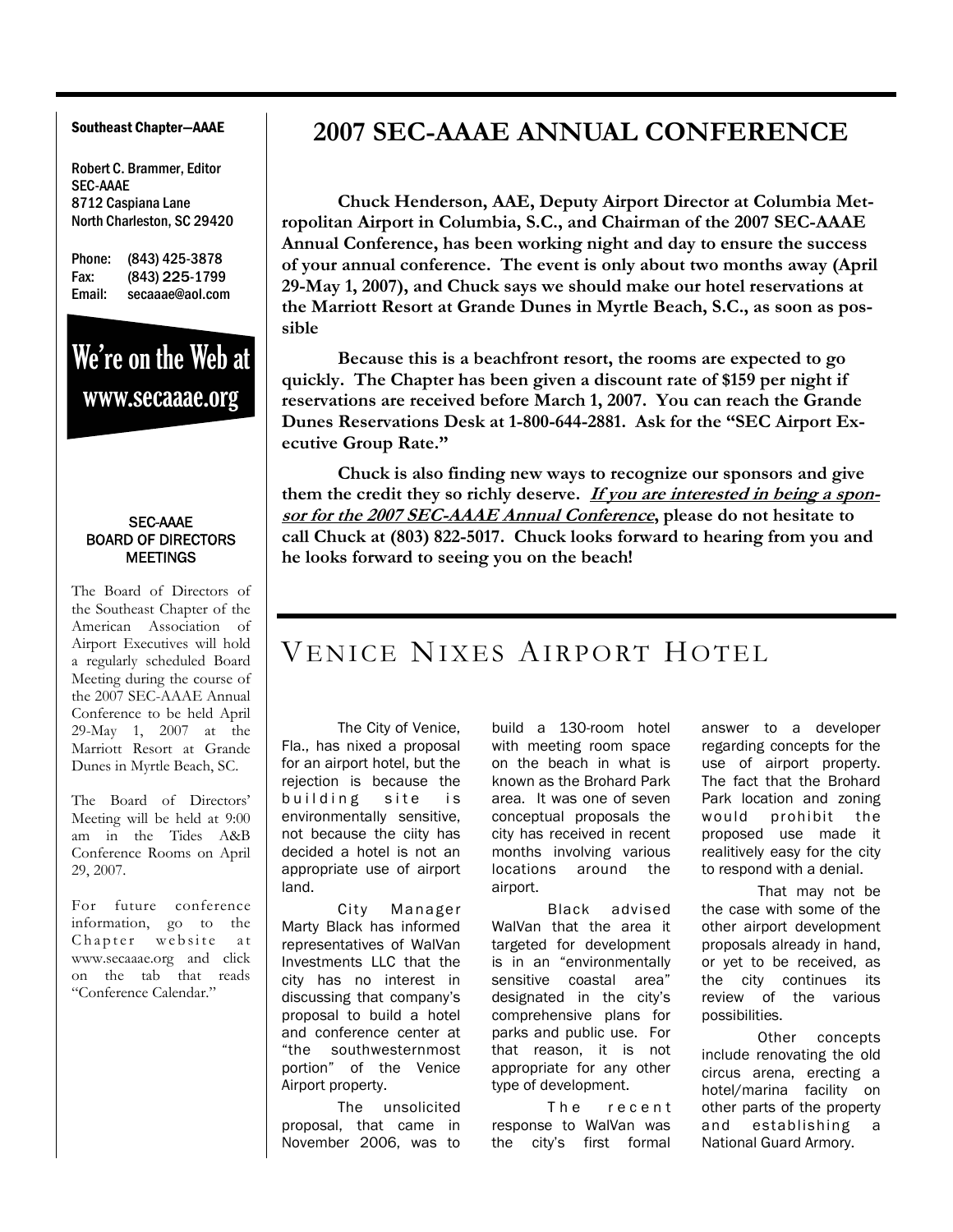**Southeast Chapter—AAAE**

Robert C. Brammer, Editor
SEC-AAAE
8712 Caspiana Lane
North Charleston, SC 29420

Phone: (843) 425-3878
Fax: (843) 225-1799
Email: secaaae@aol.com

**We're on the Web at www.secaaae.org**

### SEC-AAAE BOARD OF DIRECTORS MEETINGS

The Board of Directors of the Southeast Chapter of the American Association of Airport Executives will hold a regularly scheduled Board Meeting during the course of the 2007 SEC-AAAE Annual Conference to be held April 29-May 1, 2007 at the Marriott Resort at Grande Dunes in Myrtle Beach, SC.

The Board of Directors' Meeting will be held at 9:00 am in the Tides A&B Conference Rooms on April 29, 2007.

For future conference information, go to the Chapter website at www.secaaae.org and click on the tab that reads "Conference Calendar."

# 2007 SEC-AAAE ANNUAL CONFERENCE

**Chuck Henderson, AAE, Deputy Airport Director at Columbia Metropolitan Airport in Columbia, S.C., and Chairman of the 2007 SEC-AAAE Annual Conference, has been working night and day to ensure the success of your annual conference. The event is only about two months away (April 29-May 1, 2007), and Chuck says we should make our hotel reservations at the Marriott Resort at Grande Dunes in Myrtle Beach, S.C., as soon as possible**

**Because this is a beachfront resort, the rooms are expected to go quickly. The Chapter has been given a discount rate of $159 per night if reservations are received before March 1, 2007. You can reach the Grande Dunes Reservations Desk at 1-800-644-2881. Ask for the "SEC Airport Executive Group Rate."**

**Chuck is also finding new ways to recognize our sponsors and give them the credit they so richly deserve. *If you are interested in being a sponsor for the 2007 SEC-AAAE Annual Conference*, please do not hesitate to call Chuck at (803) 822-5017. Chuck looks forward to hearing from you and he looks forward to seeing you on the beach!**

# VENICE NIXES AIRPORT HOTEL

The City of Venice, Fla., has nixed a proposal for an airport hotel, but the rejection is because the building site is environmentally sensitive, not because the ciity has decided a hotel is not an appropriate use of airport land.

City Manager Marty Black has informed representatives of WalVan Investments LLC that the city has no interest in discussing that company's proposal to build a hotel and conference center at "the southwesternmost portion" of the Venice Airport property.

The unsolicited proposal, that came in November 2006, was to build a 130-room hotel with meeting room space on the beach in what is known as the Brohard Park area. It was one of seven conceptual proposals the city has received in recent months involving various locations around the airport.

Black advised WalVan that the area it targeted for development is in an "environmentally sensitive coastal area" designated in the city's comprehensive plans for parks and public use. For that reason, it is not appropriate for any other type of development.

The recent response to WalVan was the city's first formal answer to a developer regarding concepts for the use of airport property. The fact that the Brohard Park location and zoning would prohibit the proposed use made it realitively easy for the city to respond with a denial.

That may not be the case with some of the other airport development proposals already in hand, or yet to be received, as the city continues its review of the various possibilities.

Other concepts include renovating the old circus arena, erecting a hotel/marina facility on other parts of the property and establishing a National Guard Armory.